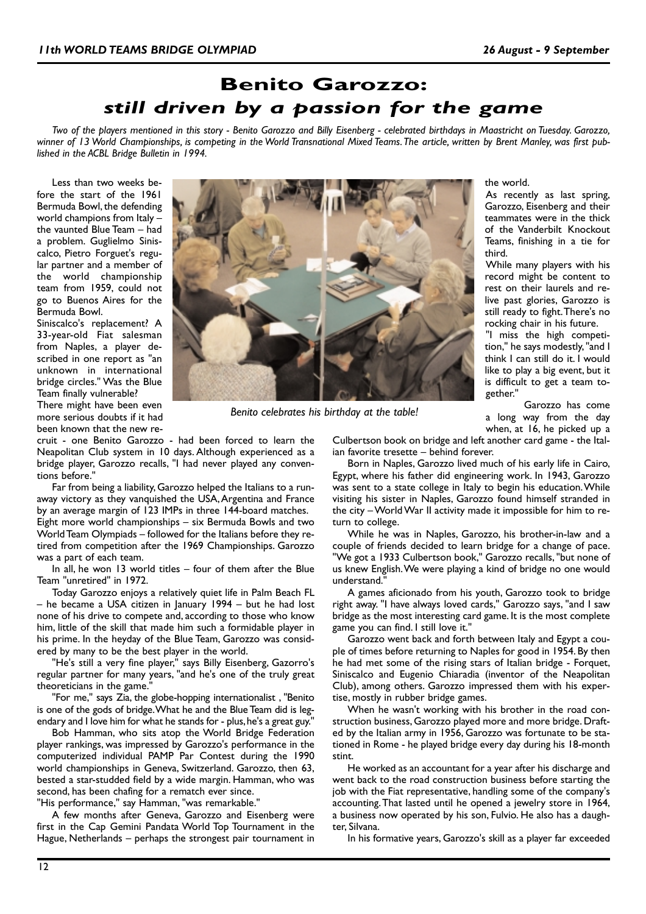# Benito Garozzo: *still driven by a passion for the game*

*Two of the players mentioned in this story - Benito Garozzo and Billy Eisenberg - celebrated birthdays in Maastricht on Tuesday. Garozzo, winner of 13 World Championships, is competing in the World Transnational Mixed Teams. The article, written by Brent Manley, was first published in the ACBL Bridge Bulletin in 1994.*

Less than two weeks before the start of the 1961 Bermuda Bowl, the defending world champions from Italy – the vaunted Blue Team – had a problem. Guglielmo Siniscalco, Pietro Forguet's regular partner and a member of the world championship team from 1959, could not go to Buenos Aires for the Bermuda Bowl.

Siniscalco's replacement? A 33-year-old Fiat salesman from Naples, a player described in one report as "an unknown in international bridge circles." Was the Blue Team finally vulnerable?

There might have been even more serious doubts if it had been known that the new recruit - one Benito Garozzo - had been forced to learn the Neapolitan Club system in 10 days. Although experienced as a bridge player, Garozzo recalls, "I had never played any conventions before."

*Benito celebrates his birthday at the table!*

Far from being a liability, Garozzo helped the Italians to a runaway victory as they vanquished the USA, Argentina and France by an average margin of 123 IMPs in three 144-board matches.

Eight more world championships – six Bermuda Bowls and two World Team Olympiads – followed for the Italians before they retired from competition after the 1969 Championships. Garozzo was a part of each team.

In all, he won 13 world titles – four of them after the Blue Team "unretired" in 1972.

Today Garozzo enjoys a relatively quiet life in Palm Beach FL – he became a USA citizen in January 1994 – but he had lost none of his drive to compete and, according to those who know him, little of the skill that made him such a formidable player in his prime. In the heyday of the Blue Team, Garozzo was considered by many to be the best player in the world.

"He's still a very fine player," says Billy Eisenberg, Gazorro's regular partner for many years, "and he's one of the truly great theoreticians in the game."

"For me," says Zia, the globe-hopping internationalist , "Benito is one of the gods of bridge. What he and the Blue Team did is legendary and I love him for what he stands for - plus, he's a great guy."

Bob Hamman, who sits atop the World Bridge Federation player rankings, was impressed by Garozzo's performance in the computerized individual PAMP Par Contest during the 1990 world championships in Geneva, Switzerland. Garozzo, then 63, bested a star-studded field by a wide margin. Hamman, who was second, has been chafing for a rematch ever since.

"His performance," say Hamman, "was remarkable."

A few months after Geneva, Garozzo and Eisenberg were first in the Cap Gemini Pandata World Top Tournament in the Hague, Netherlands – perhaps the strongest pair tournament in the world.

As recently as last spring, Garozzo, Eisenberg and their teammates were in the thick of the Vanderbilt Knockout Teams, finishing in a tie for third.

While many players with his record might be content to rest on their laurels and relive past glories, Garozzo is still ready to fight. There's no rocking chair in his future.

"I miss the high competition," he says modestly, "and I think I can still do it. I would like to play a big event, but it is difficult to get a team together."

Garozzo has come a long way from the day when, at 16, he picked up a Culbertson book on bridge and left another card game - the Italian favorite tresette – behind forever.

Born in Naples, Garozzo lived much of his early life in Cairo, Egypt, where his father did engineering work. In 1943, Garozzo was sent to a state college in Italy to begin his education. While visiting his sister in Naples, Garozzo found himself stranded in the city – World War II activity made it impossible for him to return to college.

While he was in Naples, Garozzo, his brother-in-law and a couple of friends decided to learn bridge for a change of pace. "We got a 1933 Culbertson book," Garozzo recalls, "but none of us knew English. We were playing a kind of bridge no one would understand."

A games aficionado from his youth, Garozzo took to bridge right away. "I have always loved cards," Garozzo says, "and I saw bridge as the most interesting card game. It is the most complete game you can find. I still love it."

Garozzo went back and forth between Italy and Egypt a couple of times before returning to Naples for good in 1954. By then he had met some of the rising stars of Italian bridge - Forquet, Siniscalco and Eugenio Chiaradia (inventor of the Neapolitan Club), among others. Garozzo impressed them with his expertise, mostly in rubber bridge games.

When he wasn't working with his brother in the road construction business, Garozzo played more and more bridge. Drafted by the Italian army in 1956, Garozzo was fortunate to be stationed in Rome - he played bridge every day during his 18-month stint.

He worked as an accountant for a year after his discharge and went back to the road construction business before starting the job with the Fiat representative, handling some of the company's accounting. That lasted until he opened a jewelry store in 1964, a business now operated by his son, Fulvio. He also has a daughter, Silvana.

In his formative years, Garozzo's skill as a player far exceeded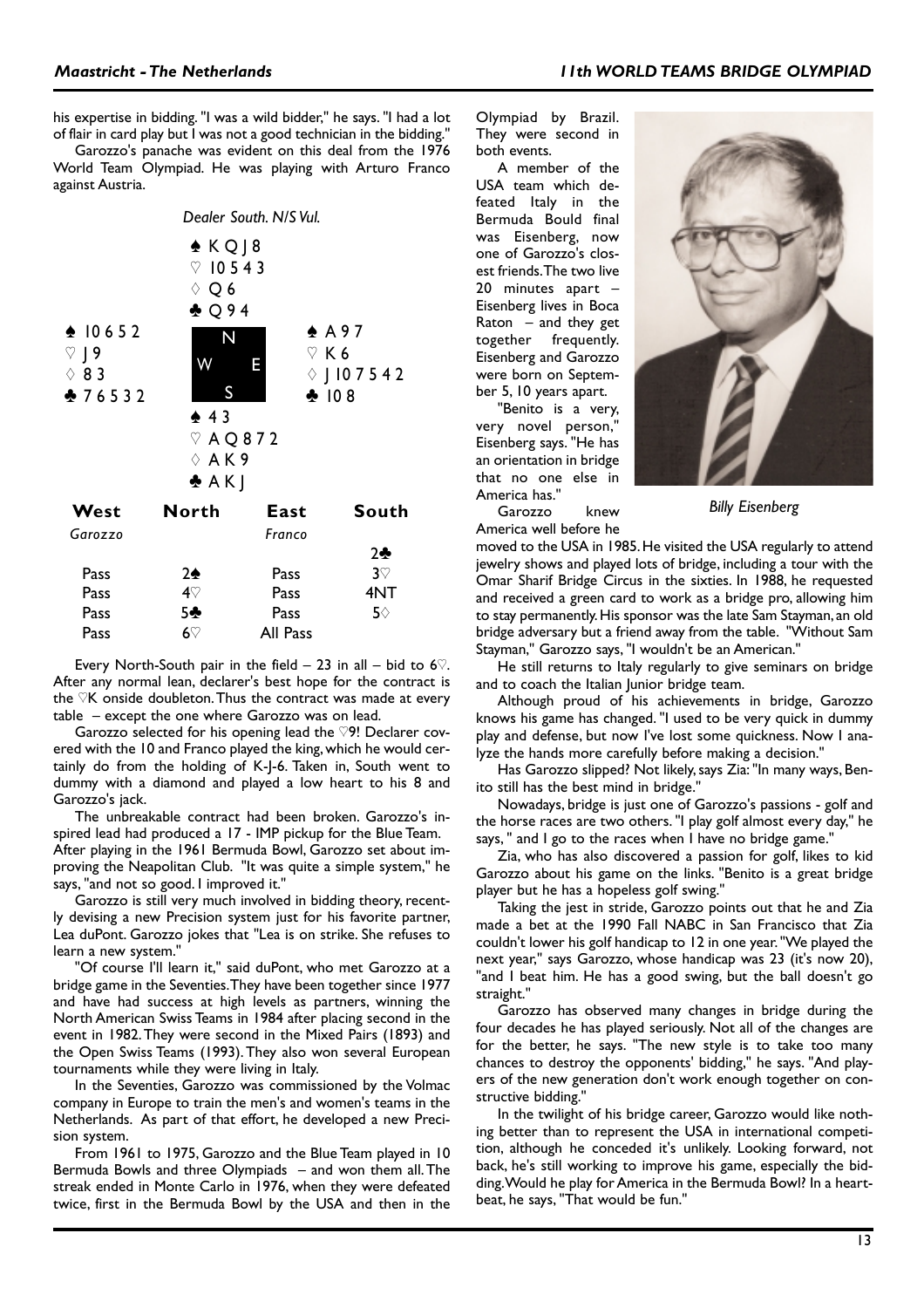his expertise in bidding. "I was a wild bidder," he says. "I had a lot of flair in card play but I was not a good technician in the bidding."

Garozzo's panache was evident on this deal from the 1976 World Team Olympiad. He was playing with Arturo Franco against Austria.

*Dealer South. N/S Vul.*

| | North | |
|---|---|---|
| | ♠ K Q J 8<br>♡ 10 5 4 3<br>♢ Q 6<br>♣ Q 9 4 | |
| **West**<br>♠ 10 6 5 2<br>♡ J 9<br>♢ 8 3<br>♣ 7 6 5 3 2 | N / W E / S | **East**<br>♠ A 9 7<br>♡ K 6<br>♢ J 10 7 5 4 2<br>♣ 10 8 |
| | **South**<br>♠ 4 3<br>♡ A Q 8 7 2<br>♢ A K 9<br>♣ A K J | |

| West | North | East | South |
|---|---|---|---|
| *Garozzo* | | *Franco* | |
| | | | 2♣ |
| Pass | 2♠ | Pass | 3♡ |
| Pass | 4♡ | Pass | 4NT |
| Pass | 5♣ | Pass | 5♢ |
| Pass | 6♡ | All Pass | |

Every North-South pair in the field – 23 in all – bid to 6♡. After any normal lean, declarer's best hope for the contract is the ♡K onside doubleton. Thus the contract was made at every table – except the one where Garozzo was on lead.

Garozzo selected for his opening lead the ♡9! Declarer covered with the 10 and Franco played the king, which he would certainly do from the holding of K-J-6. Taken in, South went to dummy with a diamond and played a low heart to his 8 and Garozzo's jack.

The unbreakable contract had been broken. Garozzo's inspired lead had produced a 17 - IMP pickup for the Blue Team.

After playing in the 1961 Bermuda Bowl, Garozzo set about improving the Neapolitan Club. "It was quite a simple system," he says, "and not so good. I improved it."

Garozzo is still very much involved in bidding theory, recently devising a new Precision system just for his favorite partner, Lea duPont. Garozzo jokes that "Lea is on strike. She refuses to learn a new system."

"Of course I'll learn it," said duPont, who met Garozzo at a bridge game in the Seventies. They have been together since 1977 and have had success at high levels as partners, winning the North American Swiss Teams in 1984 after placing second in the event in 1982. They were second in the Mixed Pairs (1893) and the Open Swiss Teams (1993). They also won several European tournaments while they were living in Italy.

In the Seventies, Garozzo was commissioned by the Volmac company in Europe to train the men's and women's teams in the Netherlands. As part of that effort, he developed a new Precision system.

From 1961 to 1975, Garozzo and the Blue Team played in 10 Bermuda Bowls and three Olympiads – and won them all. The streak ended in Monte Carlo in 1976, when they were defeated twice, first in the Bermuda Bowl by the USA and then in the Olympiad by Brazil. They were second in both events.

A member of the USA team which defeated Italy in the Bermuda Bould final was Eisenberg, now one of Garozzo's closest friends. The two live 20 minutes apart – Eisenberg lives in Boca Raton – and they get together frequently. Eisenberg and Garozzo were born on September 5, 10 years apart.

"Benito is a very, very novel person," Eisenberg says. "He has an orientation in bridge that no one else in America has."

*Billy Eisenberg*

Garozzo knew America well before he moved to the USA in 1985. He visited the USA regularly to attend jewelry shows and played lots of bridge, including a tour with the Omar Sharif Bridge Circus in the sixties. In 1988, he requested and received a green card to work as a bridge pro, allowing him to stay permanently. His sponsor was the late Sam Stayman, an old bridge adversary but a friend away from the table. "Without Sam Stayman," Garozzo says, "I wouldn't be an American."

He still returns to Italy regularly to give seminars on bridge and to coach the Italian Junior bridge team.

Although proud of his achievements in bridge, Garozzo knows his game has changed. "I used to be very quick in dummy play and defense, but now I've lost some quickness. Now I analyze the hands more carefully before making a decision."

Has Garozzo slipped? Not likely, says Zia: "In many ways, Benito still has the best mind in bridge."

Nowadays, bridge is just one of Garozzo's passions - golf and the horse races are two others. "I play golf almost every day," he says, " and I go to the races when I have no bridge game."

Zia, who has also discovered a passion for golf, likes to kid Garozzo about his game on the links. "Benito is a great bridge player but he has a hopeless golf swing."

Taking the jest in stride, Garozzo points out that he and Zia made a bet at the 1990 Fall NABC in San Francisco that Zia couldn't lower his golf handicap to 12 in one year. "We played the next year," says Garozzo, whose handicap was 23 (it's now 20), "and I beat him. He has a good swing, but the ball doesn't go straight."

Garozzo has observed many changes in bridge during the four decades he has played seriously. Not all of the changes are for the better, he says. "The new style is to take too many chances to destroy the opponents' bidding," he says. "And players of the new generation don't work enough together on constructive bidding."

In the twilight of his bridge career, Garozzo would like nothing better than to represent the USA in international competition, although he conceded it's unlikely. Looking forward, not back, he's still working to improve his game, especially the bidding. Would he play for America in the Bermuda Bowl? In a heartbeat, he says, "That would be fun."